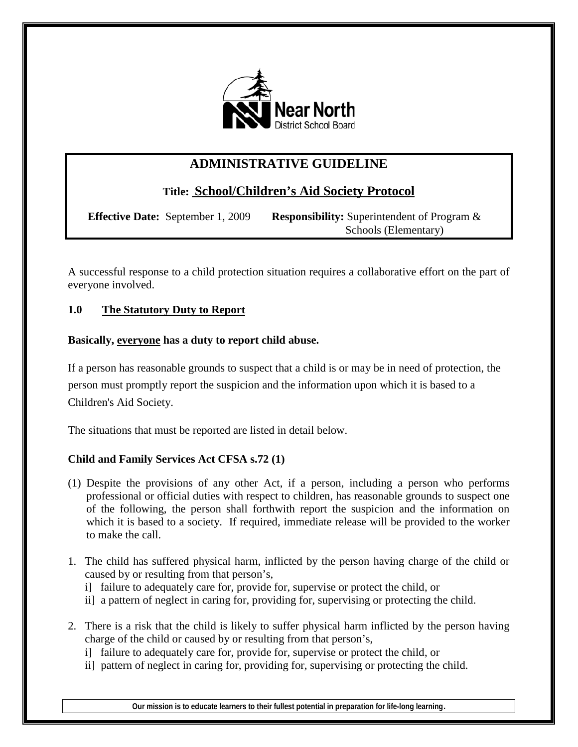Near North District School Board

# ADMINISTRATIVE GUIDELINE

## Title: School/Children's Aid Society Protocol

**Effective Date:** September 1, 2009 **Responsibility:** Superintendent of Program & Schools (Elementary)

A successful response to a child protection situation requires a collaborative effort on the part of everyone involved.

### 1.0 The Statutory Duty to Report

**Basically, everyone has a duty to report child abuse.**

If a person has reasonable grounds to suspect that a child is or may be in need of protection, the person must promptly report the suspicion and the information upon which it is based to a Children's Aid Society.

The situations that must be reported are listed in detail below.

**Child and Family Services Act CFSA s.72 (1)**

(1) Despite the provisions of any other Act, if a person, including a person who performs professional or official duties with respect to children, has reasonable grounds to suspect one of the following, the person shall forthwith report the suspicion and the information on which it is based to a society. If required, immediate release will be provided to the worker to make the call.

1. The child has suffered physical harm, inflicted by the person having charge of the child or caused by or resulting from that person's,
   i] failure to adequately care for, provide for, supervise or protect the child, or
   ii] a pattern of neglect in caring for, providing for, supervising or protecting the child.

2. There is a risk that the child is likely to suffer physical harm inflicted by the person having charge of the child or caused by or resulting from that person's,
   i] failure to adequately care for, provide for, supervise or protect the child, or
   ii] pattern of neglect in caring for, providing for, supervising or protecting the child.

Our mission is to educate learners to their fullest potential in preparation for life-long learning.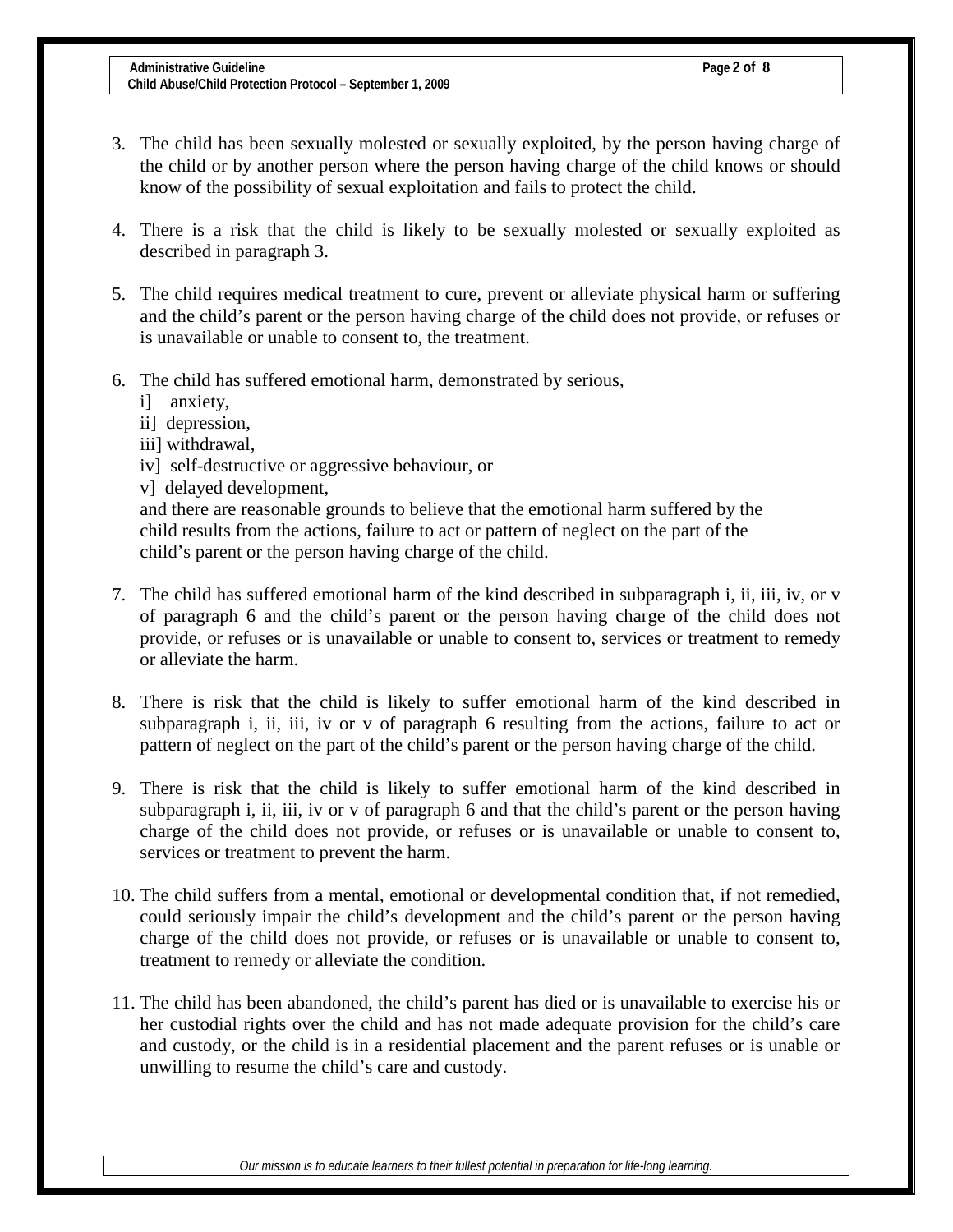3. The child has been sexually molested or sexually exploited, by the person having charge of the child or by another person where the person having charge of the child knows or should know of the possibility of sexual exploitation and fails to protect the child.

4. There is a risk that the child is likely to be sexually molested or sexually exploited as described in paragraph 3.

5. The child requires medical treatment to cure, prevent or alleviate physical harm or suffering and the child's parent or the person having charge of the child does not provide, or refuses or is unavailable or unable to consent to, the treatment.

6. The child has suffered emotional harm, demonstrated by serious,
   i] anxiety,
   ii] depression,
   iii] withdrawal,
   iv] self-destructive or aggressive behaviour, or
   v] delayed development,

   and there are reasonable grounds to believe that the emotional harm suffered by the child results from the actions, failure to act or pattern of neglect on the part of the child's parent or the person having charge of the child.

7. The child has suffered emotional harm of the kind described in subparagraph i, ii, iii, iv, or v of paragraph 6 and the child's parent or the person having charge of the child does not provide, or refuses or is unavailable or unable to consent to, services or treatment to remedy or alleviate the harm.

8. There is risk that the child is likely to suffer emotional harm of the kind described in subparagraph i, ii, iii, iv or v of paragraph 6 resulting from the actions, failure to act or pattern of neglect on the part of the child's parent or the person having charge of the child.

9. There is risk that the child is likely to suffer emotional harm of the kind described in subparagraph i, ii, iii, iv or v of paragraph 6 and that the child's parent or the person having charge of the child does not provide, or refuses or is unavailable or unable to consent to, services or treatment to prevent the harm.

10. The child suffers from a mental, emotional or developmental condition that, if not remedied, could seriously impair the child's development and the child's parent or the person having charge of the child does not provide, or refuses or is unavailable or unable to consent to, treatment to remedy or alleviate the condition.

11. The child has been abandoned, the child's parent has died or is unavailable to exercise his or her custodial rights over the child and has not made adequate provision for the child's care and custody, or the child is in a residential placement and the parent refuses or is unable or unwilling to resume the child's care and custody.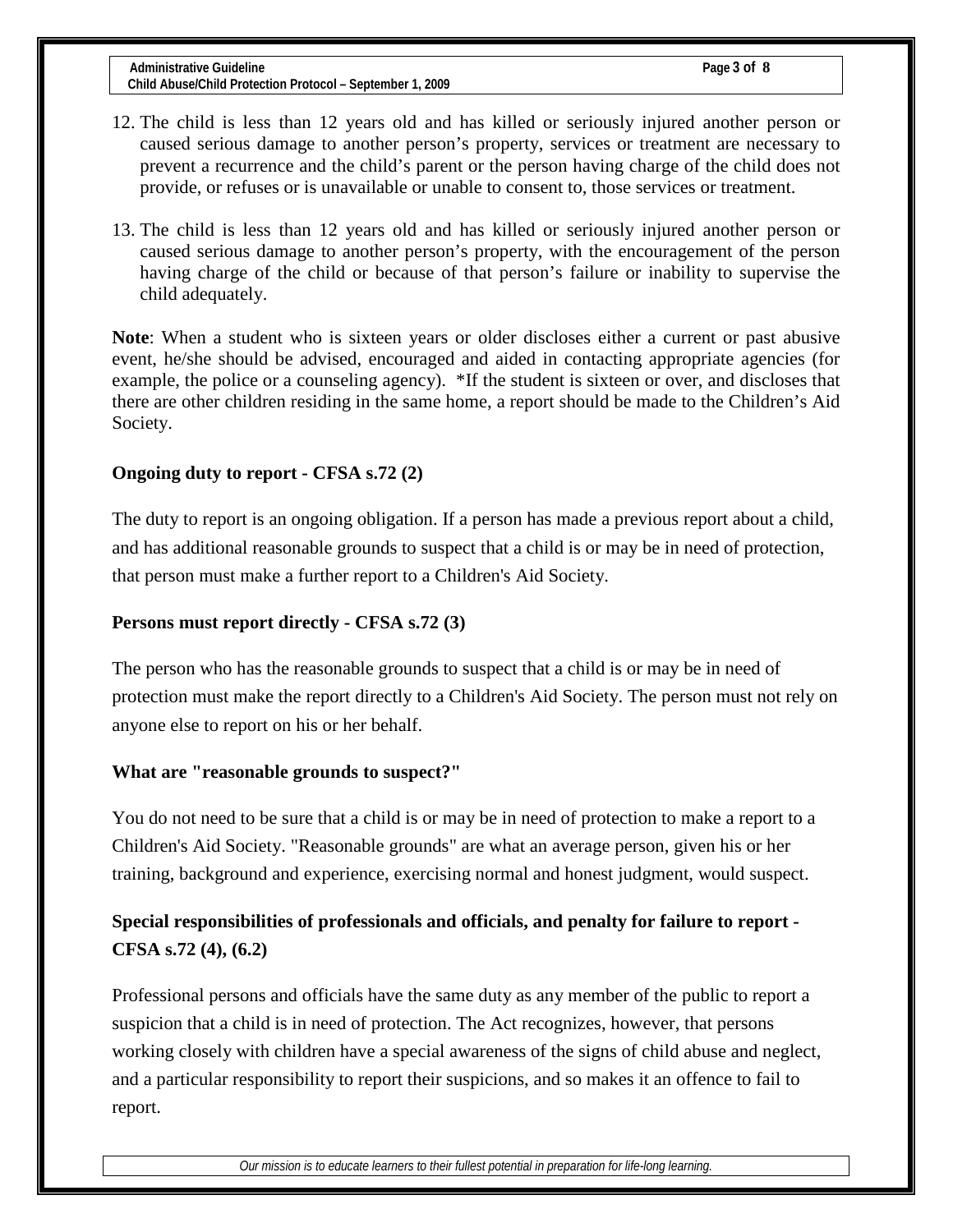12. The child is less than 12 years old and has killed or seriously injured another person or caused serious damage to another person's property, services or treatment are necessary to prevent a recurrence and the child's parent or the person having charge of the child does not provide, or refuses or is unavailable or unable to consent to, those services or treatment.

13. The child is less than 12 years old and has killed or seriously injured another person or caused serious damage to another person's property, with the encouragement of the person having charge of the child or because of that person's failure or inability to supervise the child adequately.

**Note**: When a student who is sixteen years or older discloses either a current or past abusive event, he/she should be advised, encouraged and aided in contacting appropriate agencies (for example, the police or a counseling agency). *If the student is sixteen or over, and discloses that there are other children residing in the same home, a report should be made to the Children's Aid Society.

**Ongoing duty to report - CFSA s.72 (2)**

The duty to report is an ongoing obligation. If a person has made a previous report about a child, and has additional reasonable grounds to suspect that a child is or may be in need of protection, that person must make a further report to a Children's Aid Society.

**Persons must report directly - CFSA s.72 (3)**

The person who has the reasonable grounds to suspect that a child is or may be in need of protection must make the report directly to a Children's Aid Society. The person must not rely on anyone else to report on his or her behalf.

**What are "reasonable grounds to suspect?"**

You do not need to be sure that a child is or may be in need of protection to make a report to a Children's Aid Society. "Reasonable grounds" are what an average person, given his or her training, background and experience, exercising normal and honest judgment, would suspect.

**Special responsibilities of professionals and officials, and penalty for failure to report - CFSA s.72 (4), (6.2)**

Professional persons and officials have the same duty as any member of the public to report a suspicion that a child is in need of protection. The Act recognizes, however, that persons working closely with children have a special awareness of the signs of child abuse and neglect, and a particular responsibility to report their suspicions, and so makes it an offence to fail to report.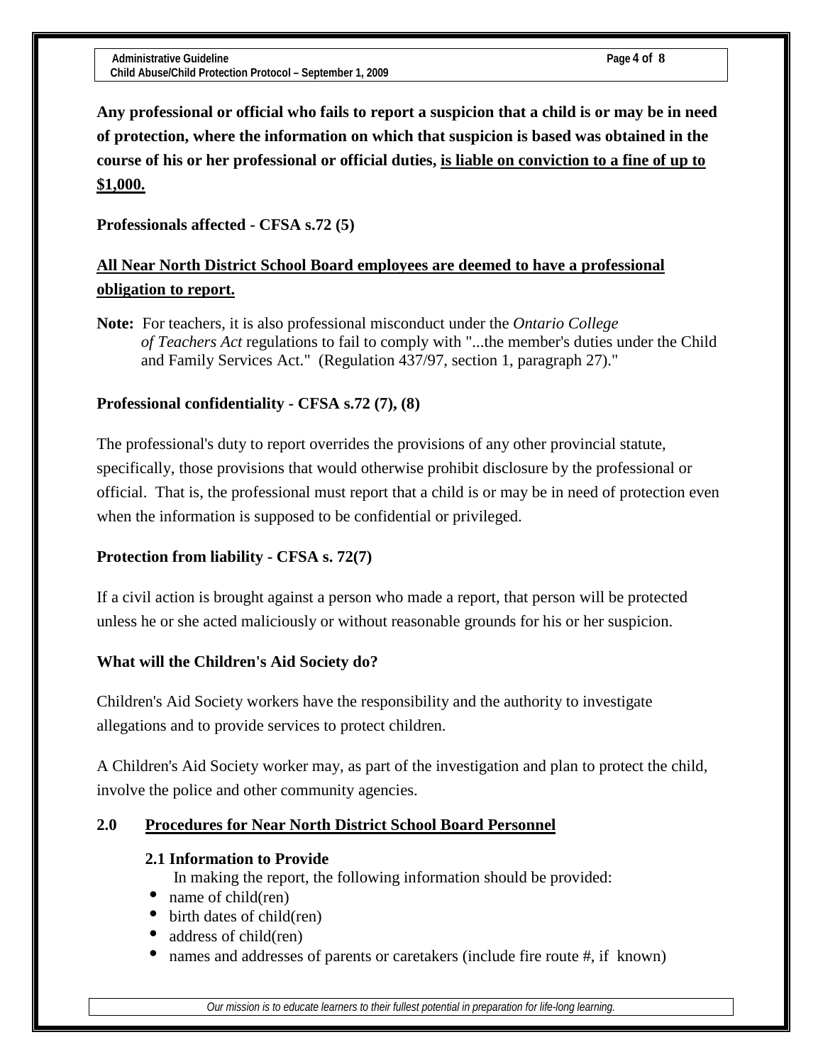**Any professional or official who fails to report a suspicion that a child is or may be in need of protection, where the information on which that suspicion is based was obtained in the course of his or her professional or official duties, is liable on conviction to a fine of up to $1,000.**

**Professionals affected - CFSA s.72 (5)**

**All Near North District School Board employees are deemed to have a professional obligation to report.**

**Note:** For teachers, it is also professional misconduct under the *Ontario College of Teachers Act* regulations to fail to comply with "...the member's duties under the Child and Family Services Act." (Regulation 437/97, section 1, paragraph 27)."

**Professional confidentiality - CFSA s.72 (7), (8)**

The professional's duty to report overrides the provisions of any other provincial statute, specifically, those provisions that would otherwise prohibit disclosure by the professional or official. That is, the professional must report that a child is or may be in need of protection even when the information is supposed to be confidential or privileged.

**Protection from liability - CFSA s. 72(7)**

If a civil action is brought against a person who made a report, that person will be protected unless he or she acted maliciously or without reasonable grounds for his or her suspicion.

**What will the Children's Aid Society do?**

Children's Aid Society workers have the responsibility and the authority to investigate allegations and to provide services to protect children.

A Children's Aid Society worker may, as part of the investigation and plan to protect the child, involve the police and other community agencies.

## 2.0 Procedures for Near North District School Board Personnel

### 2.1 Information to Provide

In making the report, the following information should be provided:

- name of child(ren)
- birth dates of child(ren)
- address of child(ren)
- names and addresses of parents or caretakers (include fire route #, if known)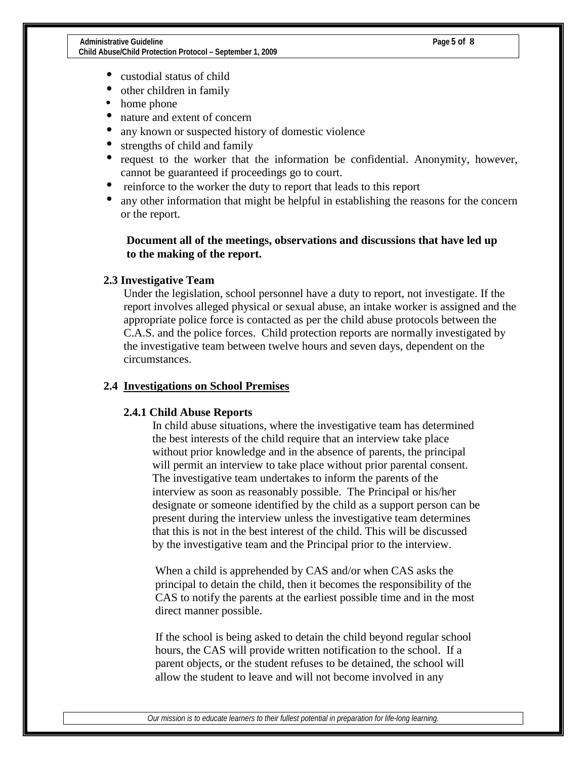- custodial status of child
- other children in family
- home phone
- nature and extent of concern
- any known or suspected history of domestic violence
- strengths of child and family
- request to the worker that the information be confidential. Anonymity, however, cannot be guaranteed if proceedings go to court.
- reinforce to the worker the duty to report that leads to this report
- any other information that might be helpful in establishing the reasons for the concern or the report.

**Document all of the meetings, observations and discussions that have led up to the making of the report.**

### 2.3 Investigative Team

Under the legislation, school personnel have a duty to report, not investigate. If the report involves alleged physical or sexual abuse, an intake worker is assigned and the appropriate police force is contacted as per the child abuse protocols between the C.A.S. and the police forces. Child protection reports are normally investigated by the investigative team between twelve hours and seven days, dependent on the circumstances.

### 2.4 Investigations on School Premises

#### 2.4.1 Child Abuse Reports

In child abuse situations, where the investigative team has determined the best interests of the child require that an interview take place without prior knowledge and in the absence of parents, the principal will permit an interview to take place without prior parental consent. The investigative team undertakes to inform the parents of the interview as soon as reasonably possible. The Principal or his/her designate or someone identified by the child as a support person can be present during the interview unless the investigative team determines that this is not in the best interest of the child. This will be discussed by the investigative team and the Principal prior to the interview.

When a child is apprehended by CAS and/or when CAS asks the principal to detain the child, then it becomes the responsibility of the CAS to notify the parents at the earliest possible time and in the most direct manner possible.

If the school is being asked to detain the child beyond regular school hours, the CAS will provide written notification to the school. If a parent objects, or the student refuses to be detained, the school will allow the student to leave and will not become involved in any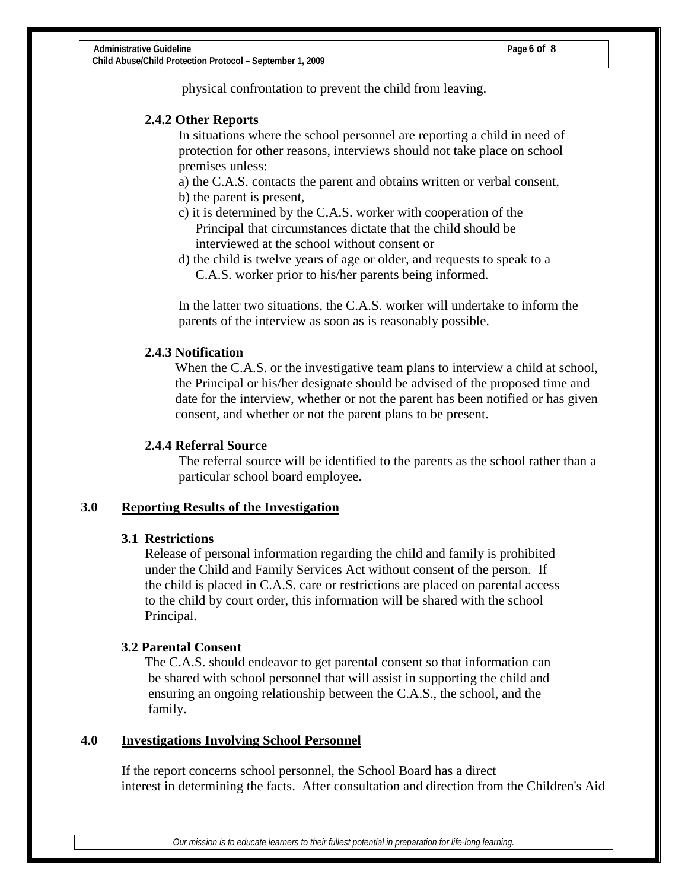physical confrontation to prevent the child from leaving.

#### 2.4.2 Other Reports

In situations where the school personnel are reporting a child in need of protection for other reasons, interviews should not take place on school premises unless:

a) the C.A.S. contacts the parent and obtains written or verbal consent,
b) the parent is present,
c) it is determined by the C.A.S. worker with cooperation of the Principal that circumstances dictate that the child should be interviewed at the school without consent or
d) the child is twelve years of age or older, and requests to speak to a C.A.S. worker prior to his/her parents being informed.

In the latter two situations, the C.A.S. worker will undertake to inform the parents of the interview as soon as is reasonably possible.

#### 2.4.3 Notification

When the C.A.S. or the investigative team plans to interview a child at school, the Principal or his/her designate should be advised of the proposed time and date for the interview, whether or not the parent has been notified or has given consent, and whether or not the parent plans to be present.

#### 2.4.4 Referral Source

The referral source will be identified to the parents as the school rather than a particular school board employee.

## 3.0 Reporting Results of the Investigation

### 3.1 Restrictions

Release of personal information regarding the child and family is prohibited under the Child and Family Services Act without consent of the person. If the child is placed in C.A.S. care or restrictions are placed on parental access to the child by court order, this information will be shared with the school Principal.

### 3.2 Parental Consent

The C.A.S. should endeavor to get parental consent so that information can be shared with school personnel that will assist in supporting the child and ensuring an ongoing relationship between the C.A.S., the school, and the family.

## 4.0 Investigations Involving School Personnel

If the report concerns school personnel, the School Board has a direct interest in determining the facts. After consultation and direction from the Children's Aid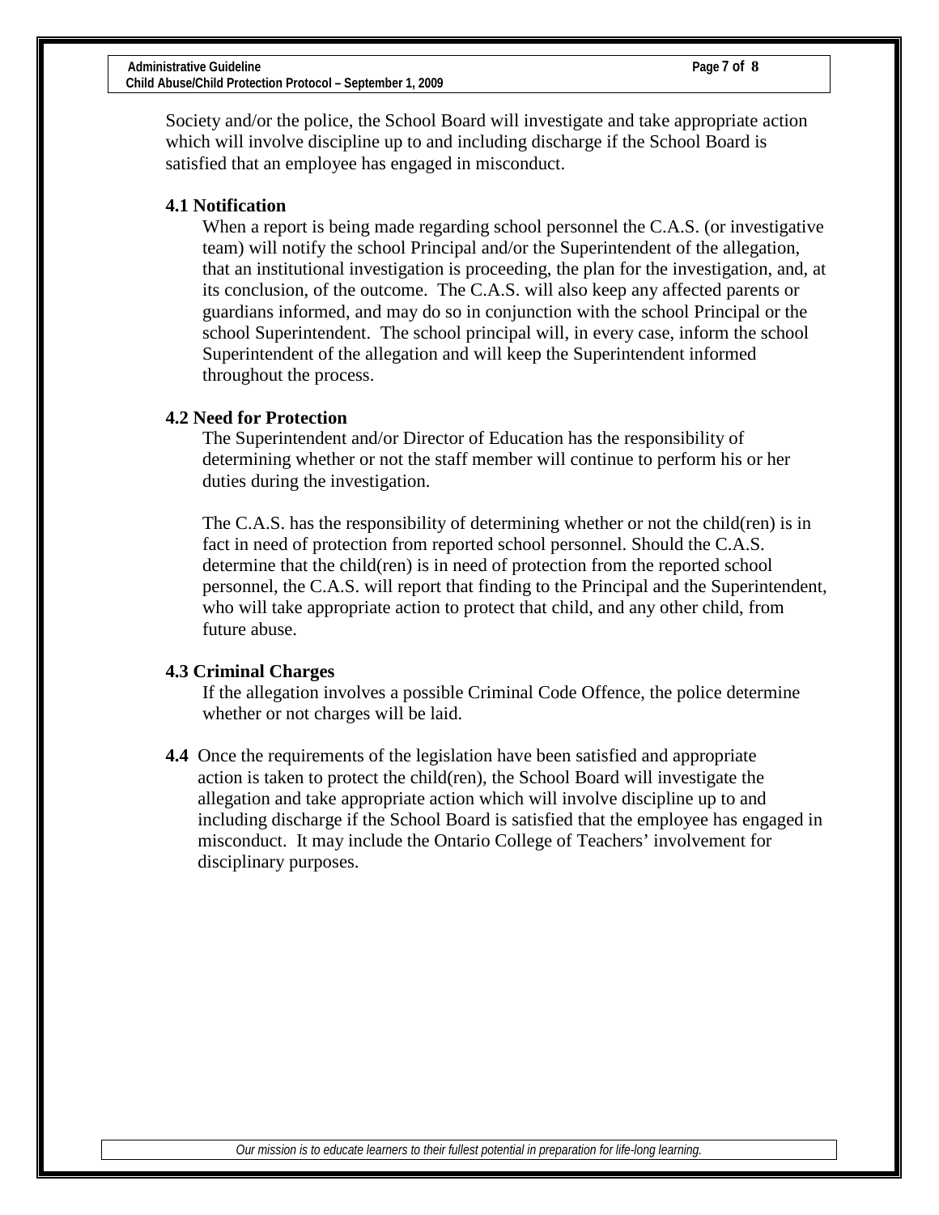Society and/or the police, the School Board will investigate and take appropriate action which will involve discipline up to and including discharge if the School Board is satisfied that an employee has engaged in misconduct.

**4.1 Notification**

When a report is being made regarding school personnel the C.A.S. (or investigative team) will notify the school Principal and/or the Superintendent of the allegation, that an institutional investigation is proceeding, the plan for the investigation, and, at its conclusion, of the outcome. The C.A.S. will also keep any affected parents or guardians informed, and may do so in conjunction with the school Principal or the school Superintendent. The school principal will, in every case, inform the school Superintendent of the allegation and will keep the Superintendent informed throughout the process.

**4.2 Need for Protection**

The Superintendent and/or Director of Education has the responsibility of determining whether or not the staff member will continue to perform his or her duties during the investigation.

The C.A.S. has the responsibility of determining whether or not the child(ren) is in fact in need of protection from reported school personnel. Should the C.A.S. determine that the child(ren) is in need of protection from the reported school personnel, the C.A.S. will report that finding to the Principal and the Superintendent, who will take appropriate action to protect that child, and any other child, from future abuse.

**4.3 Criminal Charges**

If the allegation involves a possible Criminal Code Offence, the police determine whether or not charges will be laid.

**4.4** Once the requirements of the legislation have been satisfied and appropriate action is taken to protect the child(ren), the School Board will investigate the allegation and take appropriate action which will involve discipline up to and including discharge if the School Board is satisfied that the employee has engaged in misconduct. It may include the Ontario College of Teachers' involvement for disciplinary purposes.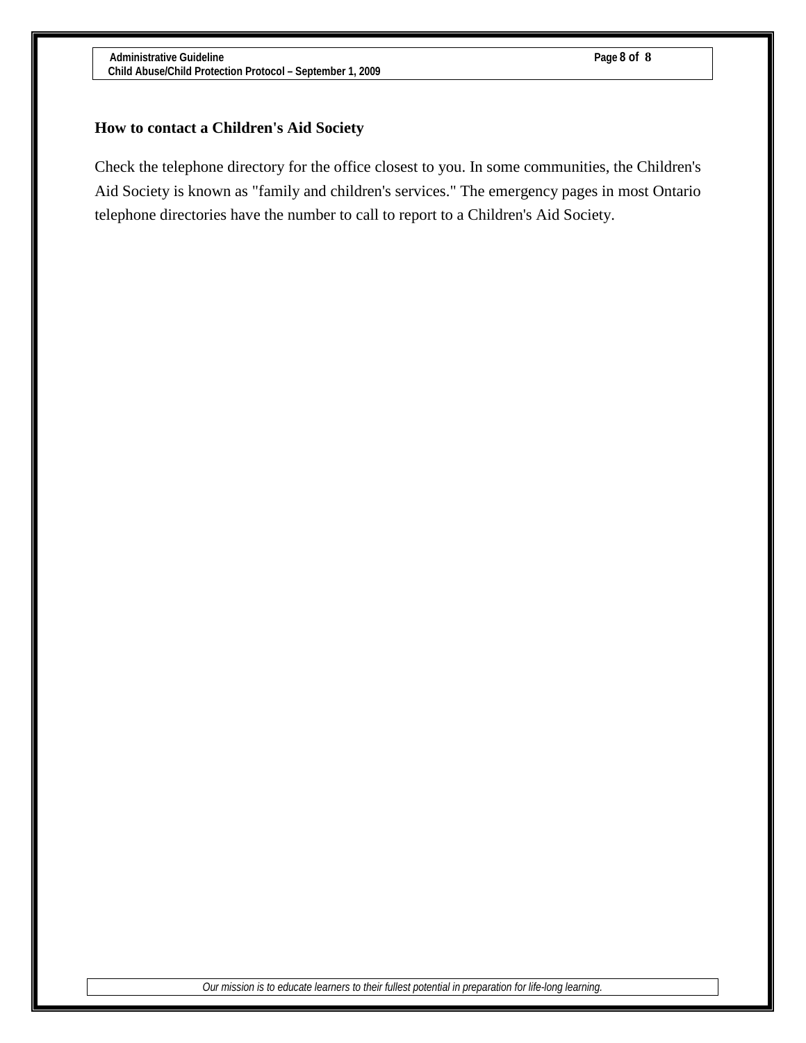## How to contact a Children's Aid Society

Check the telephone directory for the office closest to you. In some communities, the Children's Aid Society is known as "family and children's services." The emergency pages in most Ontario telephone directories have the number to call to report to a Children's Aid Society.